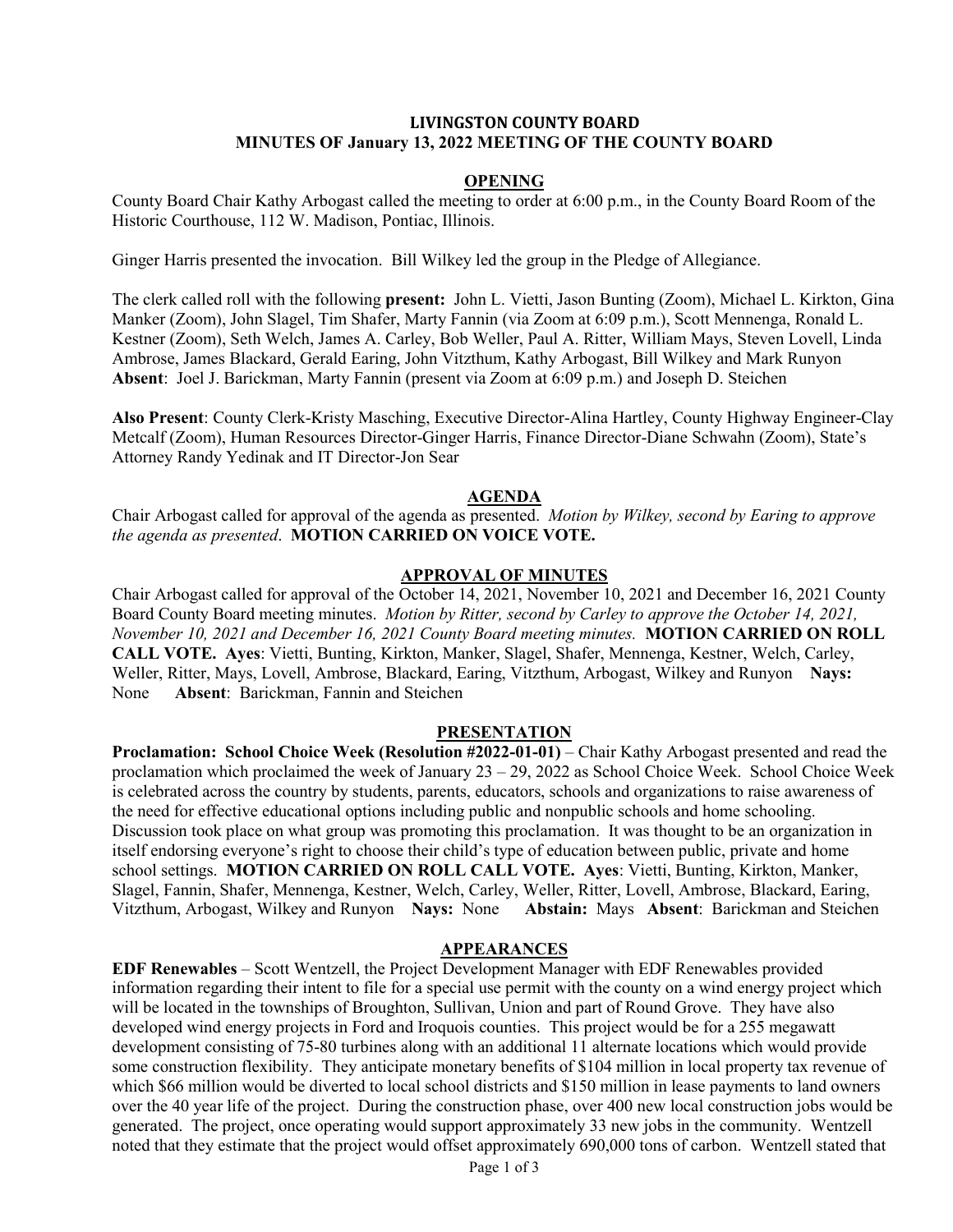# LIVINGSTON COUNTY BOARD
## MINUTES OF January 13, 2022 MEETING OF THE COUNTY BOARD

### OPENING

County Board Chair Kathy Arbogast called the meeting to order at 6:00 p.m., in the County Board Room of the Historic Courthouse, 112 W. Madison, Pontiac, Illinois.

Ginger Harris presented the invocation. Bill Wilkey led the group in the Pledge of Allegiance.

The clerk called roll with the following **present:** John L. Vietti, Jason Bunting (Zoom), Michael L. Kirkton, Gina Manker (Zoom), John Slagel, Tim Shafer, Marty Fannin (via Zoom at 6:09 p.m.), Scott Mennenga, Ronald L. Kestner (Zoom), Seth Welch, James A. Carley, Bob Weller, Paul A. Ritter, William Mays, Steven Lovell, Linda Ambrose, James Blackard, Gerald Earing, John Vitzthum, Kathy Arbogast, Bill Wilkey and Mark Runyon **Absent**: Joel J. Barickman, Marty Fannin (present via Zoom at 6:09 p.m.) and Joseph D. Steichen

**Also Present**: County Clerk-Kristy Masching, Executive Director-Alina Hartley, County Highway Engineer-Clay Metcalf (Zoom), Human Resources Director-Ginger Harris, Finance Director-Diane Schwahn (Zoom), State's Attorney Randy Yedinak and IT Director-Jon Sear

### AGENDA

Chair Arbogast called for approval of the agenda as presented. *Motion by Wilkey, second by Earing to approve the agenda as presented*. **MOTION CARRIED ON VOICE VOTE.**

### APPROVAL OF MINUTES

Chair Arbogast called for approval of the October 14, 2021, November 10, 2021 and December 16, 2021 County Board County Board meeting minutes. *Motion by Ritter, second by Carley to approve the October 14, 2021, November 10, 2021 and December 16, 2021 County Board meeting minutes.* **MOTION CARRIED ON ROLL CALL VOTE. Ayes**: Vietti, Bunting, Kirkton, Manker, Slagel, Shafer, Mennenga, Kestner, Welch, Carley, Weller, Ritter, Mays, Lovell, Ambrose, Blackard, Earing, Vitzthum, Arbogast, Wilkey and Runyon **Nays:** None **Absent**: Barickman, Fannin and Steichen

### PRESENTATION

**Proclamation: School Choice Week (Resolution #2022-01-01)** – Chair Kathy Arbogast presented and read the proclamation which proclaimed the week of January 23 – 29, 2022 as School Choice Week. School Choice Week is celebrated across the country by students, parents, educators, schools and organizations to raise awareness of the need for effective educational options including public and nonpublic schools and home schooling. Discussion took place on what group was promoting this proclamation. It was thought to be an organization in itself endorsing everyone's right to choose their child's type of education between public, private and home school settings. **MOTION CARRIED ON ROLL CALL VOTE. Ayes**: Vietti, Bunting, Kirkton, Manker, Slagel, Fannin, Shafer, Mennenga, Kestner, Welch, Carley, Weller, Ritter, Lovell, Ambrose, Blackard, Earing, Vitzthum, Arbogast, Wilkey and Runyon **Nays:** None **Abstain:** Mays **Absent**: Barickman and Steichen

### APPEARANCES

**EDF Renewables** – Scott Wentzell, the Project Development Manager with EDF Renewables provided information regarding their intent to file for a special use permit with the county on a wind energy project which will be located in the townships of Broughton, Sullivan, Union and part of Round Grove. They have also developed wind energy projects in Ford and Iroquois counties. This project would be for a 255 megawatt development consisting of 75-80 turbines along with an additional 11 alternate locations which would provide some construction flexibility. They anticipate monetary benefits of $104 million in local property tax revenue of which $66 million would be diverted to local school districts and $150 million in lease payments to land owners over the 40 year life of the project. During the construction phase, over 400 new local construction jobs would be generated. The project, once operating would support approximately 33 new jobs in the community. Wentzell noted that they estimate that the project would offset approximately 690,000 tons of carbon. Wentzell stated that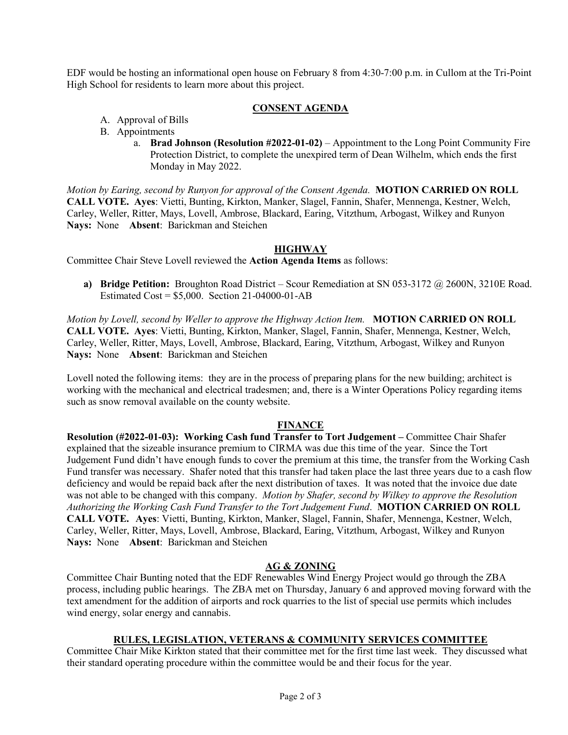EDF would be hosting an informational open house on February 8 from 4:30-7:00 p.m. in Cullom at the Tri-Point High School for residents to learn more about this project.

## CONSENT AGENDA

A. Approval of Bills
B. Appointments
   a. **Brad Johnson (Resolution #2022-01-02)** – Appointment to the Long Point Community Fire Protection District, to complete the unexpired term of Dean Wilhelm, which ends the first Monday in May 2022.

*Motion by Earing, second by Runyon for approval of the Consent Agenda.* **MOTION CARRIED ON ROLL CALL VOTE. Ayes**: Vietti, Bunting, Kirkton, Manker, Slagel, Fannin, Shafer, Mennenga, Kestner, Welch, Carley, Weller, Ritter, Mays, Lovell, Ambrose, Blackard, Earing, Vitzthum, Arbogast, Wilkey and Runyon **Nays:** None **Absent**: Barickman and Steichen

## HIGHWAY

Committee Chair Steve Lovell reviewed the **Action Agenda Items** as follows:

**a) Bridge Petition:** Broughton Road District – Scour Remediation at SN 053-3172 @ 2600N, 3210E Road. Estimated Cost = $5,000. Section 21-04000-01-AB

*Motion by Lovell, second by Weller to approve the Highway Action Item.* **MOTION CARRIED ON ROLL CALL VOTE. Ayes**: Vietti, Bunting, Kirkton, Manker, Slagel, Fannin, Shafer, Mennenga, Kestner, Welch, Carley, Weller, Ritter, Mays, Lovell, Ambrose, Blackard, Earing, Vitzthum, Arbogast, Wilkey and Runyon **Nays:** None **Absent**: Barickman and Steichen

Lovell noted the following items: they are in the process of preparing plans for the new building; architect is working with the mechanical and electrical tradesmen; and, there is a Winter Operations Policy regarding items such as snow removal available on the county website.

## FINANCE

**Resolution (#2022-01-03): Working Cash fund Transfer to Tort Judgement –** Committee Chair Shafer explained that the sizeable insurance premium to CIRMA was due this time of the year. Since the Tort Judgement Fund didn't have enough funds to cover the premium at this time, the transfer from the Working Cash Fund transfer was necessary. Shafer noted that this transfer had taken place the last three years due to a cash flow deficiency and would be repaid back after the next distribution of taxes. It was noted that the invoice due date was not able to be changed with this company. *Motion by Shafer, second by Wilkey to approve the Resolution Authorizing the Working Cash Fund Transfer to the Tort Judgement Fund*. **MOTION CARRIED ON ROLL CALL VOTE. Ayes**: Vietti, Bunting, Kirkton, Manker, Slagel, Fannin, Shafer, Mennenga, Kestner, Welch, Carley, Weller, Ritter, Mays, Lovell, Ambrose, Blackard, Earing, Vitzthum, Arbogast, Wilkey and Runyon **Nays:** None **Absent**: Barickman and Steichen

## AG & ZONING

Committee Chair Bunting noted that the EDF Renewables Wind Energy Project would go through the ZBA process, including public hearings. The ZBA met on Thursday, January 6 and approved moving forward with the text amendment for the addition of airports and rock quarries to the list of special use permits which includes wind energy, solar energy and cannabis.

## RULES, LEGISLATION, VETERANS & COMMUNITY SERVICES COMMITTEE

Committee Chair Mike Kirkton stated that their committee met for the first time last week. They discussed what their standard operating procedure within the committee would be and their focus for the year.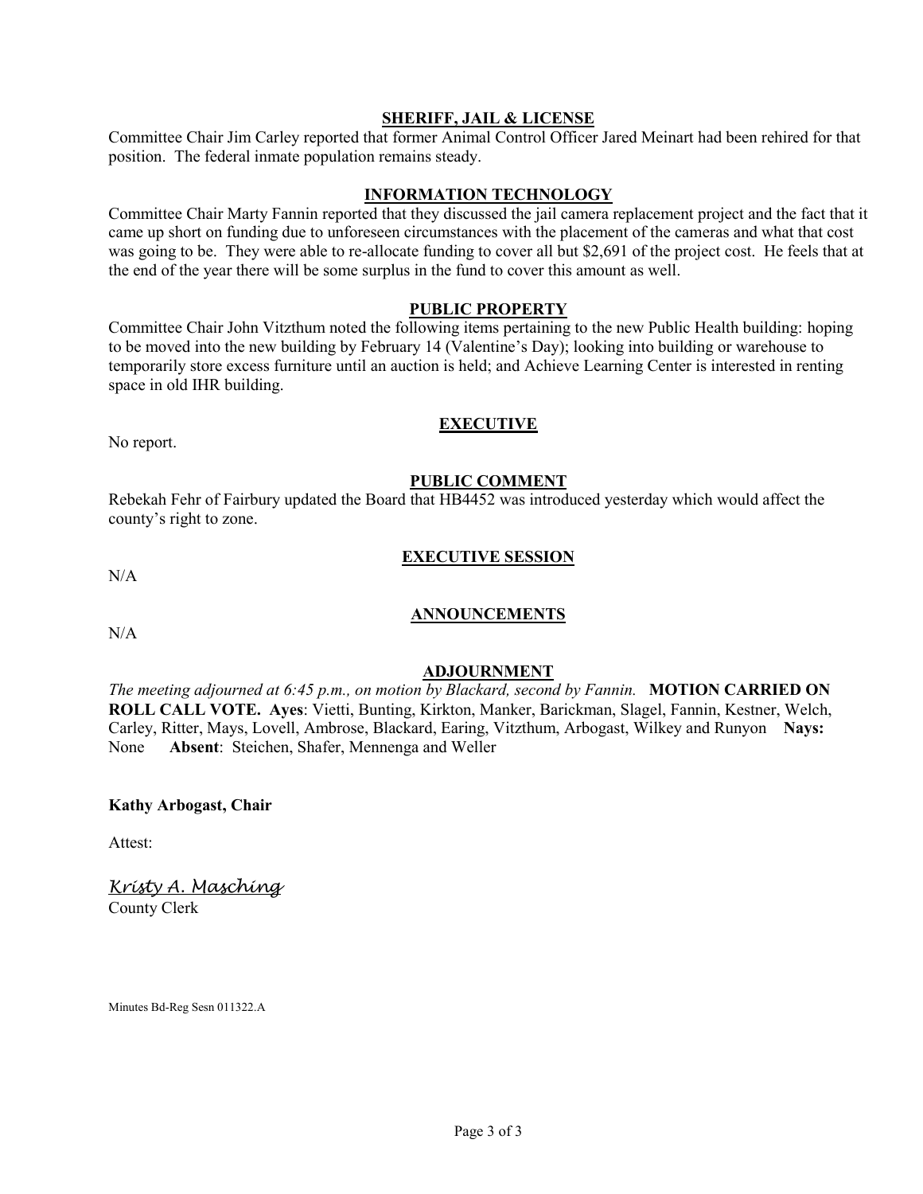## SHERIFF, JAIL & LICENSE

Committee Chair Jim Carley reported that former Animal Control Officer Jared Meinart had been rehired for that position. The federal inmate population remains steady.

## INFORMATION TECHNOLOGY

Committee Chair Marty Fannin reported that they discussed the jail camera replacement project and the fact that it came up short on funding due to unforeseen circumstances with the placement of the cameras and what that cost was going to be. They were able to re-allocate funding to cover all but $2,691 of the project cost. He feels that at the end of the year there will be some surplus in the fund to cover this amount as well.

## PUBLIC PROPERTY

Committee Chair John Vitzthum noted the following items pertaining to the new Public Health building: hoping to be moved into the new building by February 14 (Valentine's Day); looking into building or warehouse to temporarily store excess furniture until an auction is held; and Achieve Learning Center is interested in renting space in old IHR building.

## EXECUTIVE

No report.

## PUBLIC COMMENT

Rebekah Fehr of Fairbury updated the Board that HB4452 was introduced yesterday which would affect the county's right to zone.

## EXECUTIVE SESSION

N/A

## ANNOUNCEMENTS

N/A

## ADJOURNMENT

*The meeting adjourned at 6:45 p.m., on motion by Blackard, second by Fannin.* **MOTION CARRIED ON ROLL CALL VOTE. Ayes**: Vietti, Bunting, Kirkton, Manker, Barickman, Slagel, Fannin, Kestner, Welch, Carley, Ritter, Mays, Lovell, Ambrose, Blackard, Earing, Vitzthum, Arbogast, Wilkey and Runyon **Nays:** None **Absent**: Steichen, Shafer, Mennenga and Weller

**Kathy Arbogast, Chair**

Attest:

*Kristy A. Masching*
County Clerk

Minutes Bd-Reg Sesn 011322.A